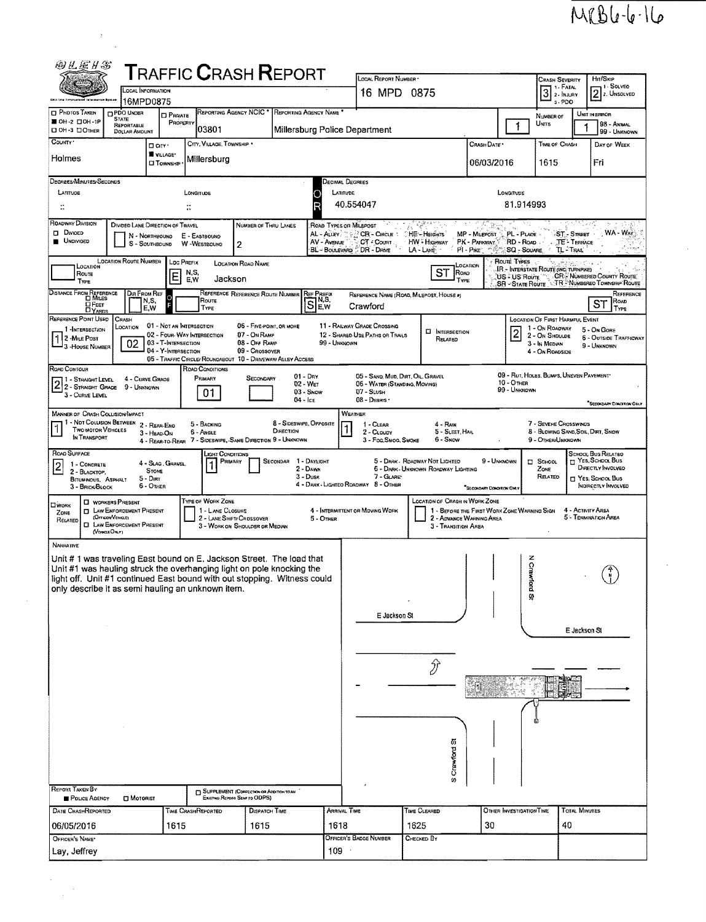MRB6-6-16

# TRAFFIC CRASH REPORT

| Field | Value |
|---|---|
| Local Information | 16MPD0875 |
| Local Report Number | 16 MPD 0875 |
| Crash Severity | 3 (1 - Fatal, 2 - Injury, 3 - PDO) |
| Hit/Skip | 2 (1 - Solved, 2 - Unsolved) |
| Photos Taken | OH-2 |
| Reporting Agency NCIC | 03801 |
| Reporting Agency Name | Millersburg Police Department |
| Number of Units | 1 |
| Unit in Error | 1 (98 - Animal, 99 - Unknown) |
| County | Holmes |
| City, Village, Township | Village: Millersburg |
| Crash Date | 06/03/2016 |
| Time of Crash | 1615 |
| Day of Week | Fri |
| Latitude (Decimal Degrees) | 40.554047 |
| Longitude (Decimal Degrees) | 81.914993 |
| Roadway Division | Undivided |
| Number of Thru Lanes | 2 |
| Location Route Prefix | E |
| Location Road Name | Jackson |
| Location Road Type | ST |
| Distance From Reference | Feet |
| Ref Prefix | S |
| Reference Name | Crawford |
| Reference Road Type | ST |
| Reference Point Used | 1 - Intersection |
| Crash Location | 02 - Four-Way Intersection |
| Location of First Harmful Event | 2 - On Shoulder |
| Road Contour | 2 - Straight Grade |
| Road Conditions (Primary) | 01 - Dry |
| Manner of Crash Collision/Impact | 1 - Not Collision Between Two Motor Vehicles in Transport |
| Weather | 1 - Clear |
| Road Surface | 2 - Blacktop, Bituminous, Asphalt |
| Light Conditions (Primary) | 1 - Daylight |

## NARRATIVE

Unit # 1 was traveling East bound on E. Jackson Street. The load that Unit #1 was hauling struck the overhanging light on pole knocking the light off. Unit #1 continued East bound with out stopping. Witness could only describe it as semi hauling an unknown item.

(Diagram labels: E Jackson St, N Crawford St, S Crawford St, E Jackson St)

| Report Taken By | Police Agency |
|---|---|
| Date Crash Reported | 06/05/2016 |
| Time Crash Reported | 1615 |
| Dispatch Time | 1615 |
| Arrival Time | 1618 |
| Time Cleared | 1625 |
| Other Investigation Time | 30 |
| Total Minutes | 40 |
| Officer's Name | Lay, Jeffrey |
| Officer's Badge Number | 109 |
| Checked By | |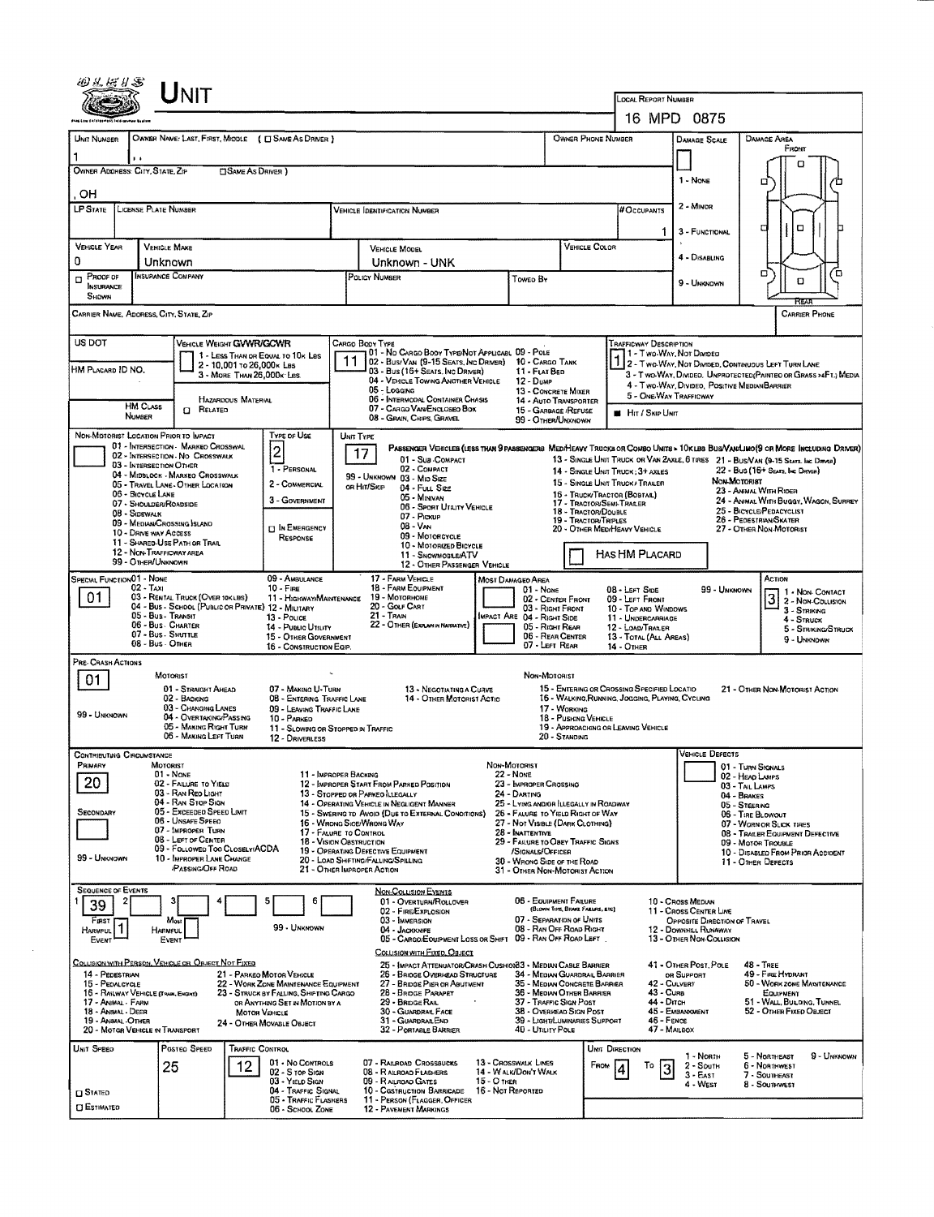# UNIT

**LOCAL REPORT NUMBER:** 16 MPD 0875

| UNIT NUMBER | OWNER NAME: LAST, FIRST, MIDDLE ( ☐ SAME AS DRIVER ) | OWNER PHONE NUMBER | DAMAGE SCALE | DAMAGE AREA |
|---|---|---|---|---|
| 1 | , , | | | FRONT |

OWNER ADDRESS: CITY, STATE, ZIP ☐ SAME AS DRIVER )
, OH

DAMAGE SCALE: 1 - NONE, 2 - MINOR, 3 - FUNCTIONAL, 4 - DISABLING, 9 - UNKNOWN

| LP STATE | LICENSE PLATE NUMBER | VEHICLE IDENTIFICATION NUMBER | # OCCUPANTS |
|---|---|---|---|
| | | | 1 |

| VEHICLE YEAR | VEHICLE MAKE | VEHICLE MODEL | VEHICLE COLOR |
|---|---|---|---|
| 0 | Unknown | Unknown - UNK | |

| ☐ PROOF OF INSURANCE SHOWN | INSURANCE COMPANY | POLICY NUMBER | TOWED BY |
|---|---|---|---|
| | | | |

CARRIER NAME, ADDRESS, CITY, STATE, ZIP — CARRIER PHONE

US DOT

HM PLACARD ID NO.

HM CLASS NUMBER

VEHICLE WEIGHT GVWR/GCWR: 1 - LESS THAN OR EQUAL TO 10K LBS; 2 - 10,001 TO 26,000K LBS; 3 - MORE THAN 26,000K LBS

HAZARDOUS MATERIAL ☐ RELATED

CARGO BODY TYPE: **11**
01 - NO CARGO BODY TYPE/NOT APPLICABLE; 02 - BUS/VAN (9-15 SEATS, INC DRIVER); 03 - BUS (16+ SEATS, INC DRIVER); 04 - VEHICLE TOWING ANOTHER VEHICLE; 05 - LOGGING; 06 - INTERMODAL CONTAINER CHASIS; 07 - CARGO VAN/ENCLOSED BOX; 08 - GRAIN, CHIPS, GRAVEL; 09 - POLE; 10 - CARGO TANK; 11 - FLAT BED; 12 - DUMP; 13 - CONCRETE MIXER; 14 - AUTO TRANSPORTER; 15 - GARBAGE/REFUSE; 99 - OTHER/UNKNOWN

TRAFFICWAY DESCRIPTION: **1**
1 - TWO-WAY, NOT DIVIDED; 2 - TWO-WAY, NOT DIVIDED, CONTINUOUS LEFT TURN LANE; 3 - TWO-WAY, DIVIDED, UNPROTECTED (PAINTED OR GRASS >4FT.) MEDIA; 4 - TWO-WAY, DIVIDED, POSITIVE MEDIAN BARRIER; 5 - ONE-WAY TRAFFICWAY

■ HIT / SKIP UNIT

NON-MOTORIST LOCATION PRIOR TO IMPACT: 01 - INTERSECTION - MARKED CROSSWALK; 02 - INTERSECTION - NO CROSSWALK; 03 - INTERSECTION OTHER; 04 - MIDBLOCK - MARKED CROSSWALK; 05 - TRAVEL LANE - OTHER LOCATION; 06 - BICYCLE LANE; 07 - SHOULDER/ROADSIDE; 08 - SIDEWALK; 09 - MEDIAN/CROSSING ISLAND; 10 - DRIVE WAY ACCESS; 11 - SHARED-USE PATH OR TRAIL; 12 - NON-TRAFFICWAY AREA; 99 - OTHER/UNKNOWN

TYPE OF USE: **2**
1 - PERSONAL; 2 - COMMERCIAL; 3 - GOVERNMENT; ☐ IN EMERGENCY RESPONSE

UNIT TYPE: **17**
PASSENGER VEHICLES (LESS THAN 9 PASSENGERS MED/HEAVY TRUCKS OR COMBO UNITS > 10K LBS BUS/VAN/LIMO (9 OR MORE INCLUDING DRIVER)
01 - SUB COMPACT; 02 - COMPACT; 99 - UNKNOWN 03 - MID SIZE; OR HIT/SKIP 04 - FULL SIZE; 05 - MINIVAN; 06 - SPORT UTILITY VEHICLE; 07 - PICKUP; 08 - VAN; 09 - MOTORCYCLE; 10 - MOTORIZED BICYCLE; 11 - SNOWMOBILE/ATV; 12 - OTHER PASSENGER VEHICLE
13 - SINGLE UNIT TRUCK OR VAN 2AXLE, 6 TIRES; 14 - SINGLE UNIT TRUCK; 3+ AXLES; 15 - SINGLE UNIT TRUCK / TRAILER; 16 - TRUCK/TRACTOR (BOBTAIL); 17 - TRACTOR/SEMI-TRAILER; 18 - TRACTOR/DOUBLE; 19 - TRACTOR/TRIPLES; 20 - OTHER MED/HEAVY VEHICLE
21 - BUS/VAN (9-15 SEATS, INC DRIVER); 22 - BUS (16+ SEATS, INC DRIVER)
NON-MOTORIST: 23 - ANIMAL WITH RIDER; 24 - ANIMAL WITH BUGGY, WAGON, SURREY; 25 - BICYCLE/PEDACYCLIST; 26 - PEDESTRIAN/SKATER; 27 - OTHER NON-MOTORIST

☐ HAS HM PLACARD

SPECIAL FUNCTION: **01**
01 - NONE; 02 - TAXI; 03 - RENTAL TRUCK (OVER 10K LBS); 04 - BUS - SCHOOL (PUBLIC OR PRIVATE); 05 - BUS - TRANSIT; 06 - BUS - CHARTER; 07 - BUS - SHUTTLE; 08 - BUS - OTHER; 09 - AMBULANCE; 10 - FIRE; 11 - HIGHWAY/MAINTENANCE; 12 - MILITARY; 13 - POLICE; 14 - PUBLIC UTILITY; 15 - OTHER GOVERNMENT; 16 - CONSTRUCTION EQIP.; 17 - FARM VEHICLE; 18 - FARM EQUIPMENT; 19 - MOTORHOME; 20 - GOLF CART; 21 - TRAIN; 22 - OTHER (EXPLAIN IN NARRATIVE)

MOST DAMAGED AREA: 01 - NONE; 02 - CENTER FRONT; 03 - RIGHT FRONT; IMPACT ARE 04 - RIGHT SIDE; 05 - RIGHT REAR; 06 - REAR CENTER; 07 - LEFT REAR; 08 - LEFT SIDE; 09 - LEFT FRONT; 10 - TOP AND WINDOWS; 11 - UNDERCARRIAGE; 12 - LOAD/TRAILER; 13 - TOTAL (ALL AREAS); 14 - OTHER; 99 - UNKNOWN

ACTION: **3**
1 - NON-CONTACT; 2 - NON-COLLISION; 3 - STRIKING; 4 - STRUCK; 5 - STRIKING/STRUCK; 9 - UNKNOWN

PRE-CRASH ACTIONS: **01**
MOTORIST: 01 - STRAIGHT AHEAD; 02 - BACKING; 03 - CHANGING LANES; 04 - OVERTAKING/PASSING; 05 - MAKING RIGHT TURN; 06 - MAKING LEFT TURN; 07 - MAKING U-TURN; 08 - ENTERING TRAFFIC LANE; 09 - LEAVING TRAFFIC LANE; 10 - PARKED; 11 - SLOWING OR STOPPED IN TRAFFIC; 12 - DRIVERLESS; 13 - NEGOTIATING A CURVE; 14 - OTHER MOTORIST ACTIO; 99 - UNKNOWN
NON-MOTORIST: 15 - ENTERING OR CROSSING SPECIFIED LOCATIO; 16 - WALKING, RUNNING, JOGGING, PLAYING, CYCLING; 17 - WORKING; 18 - PUSHING VEHICLE; 19 - APPROACHING OR LEAVING VEHICLE; 20 - STANDING; 21 - OTHER NON-MOTORIST ACTION

CONTRIBUTING CIRCUMSTANCE: PRIMARY **20**; SECONDARY; 99 - UNKNOWN
MOTORIST: 01 - NONE; 02 - FAILURE TO YIELD; 03 - RAN RED LIGHT; 04 - RAN STOP SIGN; 05 - EXCEEDED SPEED LIMIT; 06 - UNSAFE SPEED; 07 - IMPROPER TURN; 08 - LEFT OF CENTER; 09 - FOLLOWED TOO CLOSELY/ACDA; 10 - IMPROPER LANE CHANGE /PASSING/OFF ROAD; 11 - IMPROPER BACKING; 12 - IMPROPER START FROM PARKED POSITION; 13 - STOPPED OR PARKED ILLEGALLY; 14 - OPERATING VEHICLE IN NEGLIGENT MANNER; 15 - SWERING TO AVOID (DUE TO EXTERNAL CONDITIONS); 16 - WRONG SIDE/WRONG WAY; 17 - FAILURE TO CONTROL; 18 - VISION OBSTRUCTION; 19 - OPERATING DEFECTIVE EQUIPMENT; 20 - LOAD SHIFTING/FALLING/SPILLING; 21 - OTHER IMPROPER ACTION
NON-MOTORIST: 22 - NONE; 23 - IMPROPER CROSSING; 24 - DARTING; 25 - LYING AND/OR ILLEGALLY IN ROADWAY; 26 - FALURE TO YIELD RIGHT OF WAY; 27 - NOT VISIBLE (DARK CLOTHING); 28 - INATTENTIVE; 29 - FAILURE TO OBEY TRAFFIC SIGNS /SIGNALS/OFFICER; 30 - WRONG SIDE OF THE ROAD; 31 - OTHER NON-MOTORIST ACTION

VEHICLE DEFECTS: 01 - TURN SIGNALS; 02 - HEAD LAMPS; 03 - TAIL LAMPS; 04 - BRAKES; 05 - STEERING; 06 - TIRE BLOWOUT; 07 - WORN OR SLICK TIRES; 08 - TRAILER EQUIPMENT DEFECTIVE; 09 - MOTOR TROUBLE; 10 - DISABLED FROM PRIOR ACCIDENT; 11 - OTHER DEFECTS

SEQUENCE OF EVENTS: 1: **39**; 2; 3; 4; 5; 6; FIRST HARMFUL EVENT: **1**; MOST HARMFUL EVENT; 99 - UNKNOWN

NON-COLLISION EVENTS: 01 - OVERTURN/ROLLOVER; 02 - FIRE/EXPLOSION; 03 - IMMERSION; 04 - JACKKNIFE; 05 - CARGO/EQUIPMENT LOSS OR SHIFT; 06 - EQUIPMENT FAILURE (BLOWN TIRE, BRAKE FAILURE, ETC); 07 - SEPARATION OF UNITS; 08 - RAN OFF ROAD RIGHT; 09 - RAN OFF ROAD LEFT; 10 - CROSS MEDIAN; 11 - CROSS CENTER LINE OPPOSITE DIRECTION OF TRAVEL; 12 - DOWNHILL RUNAWAY; 13 - OTHER NON-COLLISION

COLLISION WITH PERSON, VEHICLE OR OBJECT NOT FIXED: 14 - PEDESTRIAN; 15 - PEDALCYCLE; 16 - RAILWAY VEHICLE (TRAIN, ENGINE); 17 - ANIMAL - FARM; 18 - ANIMAL - DEER; 19 - ANIMAL - OTHER; 20 - MOTOR VEHICLE IN TRANSPORT; 21 - PARKED MOTOR VEHICLE; 22 - WORK ZONE MAINTENANCE EQUIPMENT; 23 - STRUCK BY FALLING, SHIFTING CARGO OR ANYTHING SET IN MOTION BY A MOTOR VEHICLE; 24 - OTHER MOVABLE OBJECT

COLLISION WITH FIXED, OBJECT: 25 - IMPACT ATTENUATOR/CRASH CUSHION; 26 - BRIDGE OVERHEAD STRUCTURE; 27 - BRIDGE PIER OR ABUTMENT; 28 - BRIDGE PARAPET; 29 - BRIDGE RAIL; 30 - GUARDRAIL FACE; 31 - GUARDRAIL END; 32 - PORTABLE BARRIER; 33 - MEDIAN CABLE BARRIER; 34 - MEDIAN GUARDRAIL BARRIER; 35 - MEDIAN CONCRETE BARRIER; 36 - MEDIAN OTHER BARRIER; 37 - TRAFFIC SIGN POST; 38 - OVERHEAD SIGN POST; 39 - LIGHT/LUMINARIES SUPPORT; 40 - UTILITY POLE; 41 - OTHER POST, POLE OR SUPPORT; 42 - CULVERT; 43 - CURB; 44 - DITCH; 45 - EMBANKMENT; 46 - FENCE; 47 - MAILBOX; 48 - TREE; 49 - FIRE HYDRANT; 50 - WORK ZONE MAINTENANCE EQUIPMENT; 51 - WALL, BUILDING, TUNNEL; 52 - OTHER FIXED OBJECT

| UNIT SPEED | POSTED SPEED | TRAFFIC CONTROL | UNIT DIRECTION |
|---|---|---|---|
| | 25 | 12 | FROM 4 TO 3 |

☐ STATED ☐ ESTIMATED

TRAFFIC CONTROL: 01 - NO CONTROLS; 02 - STOP SIGN; 03 - YIELD SIGN; 04 - TRAFFIC SIGNAL; 05 - TRAFFIC FLASHERS; 06 - SCHOOL ZONE; 07 - RAILROAD CROSSBUCKS; 08 - RAILROAD FLASHERS; 09 - RAILROAD GATES; 10 - COSTRUCTION BARRICADE; 11 - PERSON (FLAGGER, OFFICER; 12 - PAVEMENT MARKINGS; 13 - CROSSWALK LINES; 14 - WALK/DON'T WALK; 15 - OTHER; 16 - NOT REPORTED

UNIT DIRECTION: 1 - NORTH; 2 - SOUTH; 3 - EAST; 4 - WEST; 5 - NORTHEAST; 6 - NORTHWEST; 7 - SOUTHEAST; 8 - SOUTHWEST; 9 - UNKNOWN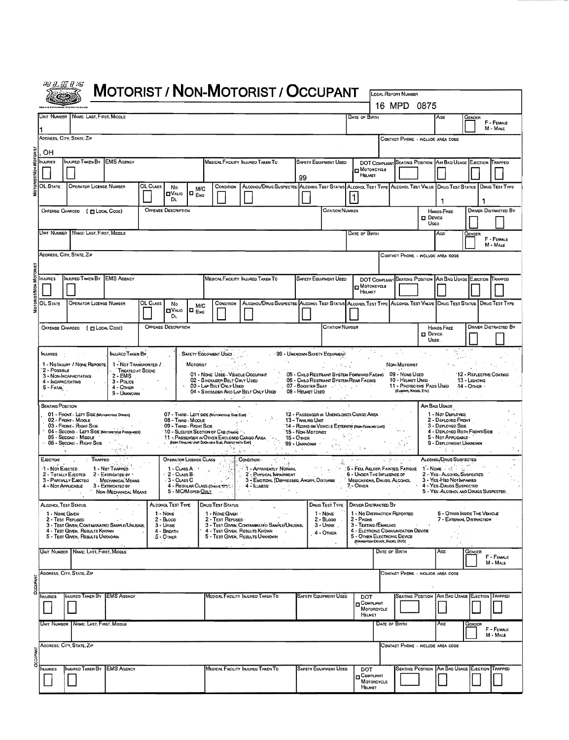# MOTORIST / NON-MOTORIST / OCCUPANT

LOCAL REPORT NUMBER: 16 MPD 0875

## MOTORIST/NON-MOTORIST

| UNIT NUMBER | NAME: LAST, FIRST, MIDDLE | DATE OF BIRTH | AGE | GENDER (F - FEMALE, M - MALE) |
|---|---|---|---|---|
| 1 | | | | |

| ADDRESS, CITY, STATE, ZIP | CONTACT PHONE - INCLUDE AREA CODE |
|---|---|
| , OH | |

| INJURIES | INJURED TAKEN BY | EMS AGENCY | MEDICAL FACILITY INJURED TAKEN TO | SAFETY EQUIPMENT USED | DOT COMPLIANT MOTORCYCLE HELMET | SEATING POSITION | AIR BAG USAGE | EJECTION | TRAPPED |
|---|---|---|---|---|---|---|---|---|---|
| | | | | 99 | | | | | |

| OL STATE | OPERATOR LICENSE NUMBER | OL CLASS | NO VALID DL | M/C END | CONDITION | ALCOHOL/DRUG SUSPECTED | ALCOHOL TEST STATUS | ALCOHOL TEST TYPE | ALCOHOL TEST VALUE | DRUG TEST STATUS | DRUG TEST TYPE |
|---|---|---|---|---|---|---|---|---|---|---|---|
| | | | | | | | | 1 | | 1 | 1 |

| OFFENSE CHARGED ( LOCAL CODE) | OFFENSE DESCRIPTION | CITATION NUMBER | HANDS-FREE DEVICE USED | DRIVER DISTRACTED BY |
|---|---|---|---|---|
| | | | | |

## MOTORIST/NON-MOTORIST

| UNIT NUMBER | NAME: LAST, FIRST, MIDDLE | DATE OF BIRTH | AGE | GENDER (F - FEMALE, M - MALE) |
|---|---|---|---|---|
| | | | | |

| ADDRESS, CITY, STATE, ZIP | CONTACT PHONE - INCLUDE AREA CODE |
|---|---|
| | |

| INJURIES | INJURED TAKEN BY | EMS AGENCY | MEDICAL FACILITY INJURED TAKEN TO | SAFETY EQUIPMENT USED | DOT COMPLIANT MOTORCYCLE HELMET | SEATING POSITION | AIR BAG USAGE | EJECTION | TRAPPED |
|---|---|---|---|---|---|---|---|---|---|
| | | | | | | | | | |

| OL STATE | OPERATOR LICENSE NUMBER | OL CLASS | NO VALID DL | M/C END | CONDITION | ALCOHOL/DRUG SUSPECTED | ALCOHOL TEST STATUS | ALCOHOL TEST TYPE | ALCOHOL TEST VALUE | DRUG TEST STATUS | DRUG TEST TYPE |
|---|---|---|---|---|---|---|---|---|---|---|---|
| | | | | | | | | | | | |

| OFFENSE CHARGED ( LOCAL CODE) | OFFENSE DESCRIPTION | CITATION NUMBER | HANDS-FREE DEVICE USED | DRIVER DISTRACTED BY |
|---|---|---|---|---|
| | | | | |

## Codes

**INJURIES**
1 - NO INJURY / NONE REPORTED
2 - POSSIBLE
3 - NON-INCAPACITATING
4 - INCAPACITATING
5 - FATAL

**INJURED TAKEN BY**
1 - NOT TRANSPORTED / TREATED AT SCENE
2 - EMS
3 - POLICE
4 - OTHER
9 - UNKNOWN

**SAFETY EQUIPMENT USED** — 99 - UNKNOWN SAFETY EQUIPMENT

MOTORIST
01 - NONE USED - VEHICLE OCCUPANT
02 - SHOULDER BELT ONLY USED
03 - LAP BELT ONLY USED
04 - SHOULDER AND LAP BELT ONLY USED
05 - CHILD RESTRAINT SYSTEM-FORWARD FACING
06 - CHILD RESTRAINT SYSTEM-REAR FACING
07 - BOOSTER SEAT
08 - HELMET USED

NON-MOTORIST
09 - NONE USED
10 - HELMET USED
11 - PROTECTIVE PADS USED (ELBOWS, KNEES, ETC)
12 - REFLECTIVE COATING
13 - LIGHTING
14 - OTHER

**SEATING POSITION**
01 - FRONT - LEFT SIDE (MOTORCYCLE DRIVER)
02 - FRONT - MIDDLE
03 - FRONT - RIGHT SIDE
04 - SECOND - LEFT SIDE (MOTORCYCLE PASSENGER)
05 - SECOND - MIDDLE
06 - SECOND - RIGHT SIDE
07 - THIRD - LEFT SIDE (MOTORCYCLE SIDE CAR)
08 - THIRD - MIDDLE
09 - THIRD - RIGHT SIDE
10 - SLEEPER SECTION OF CAB (TRUCK)
11 - PASSENGER IN OTHER ENCLOSED CARGO AREA (NON-TRAILING UNIT SUCH AS A BUS, PICK-UP WITH CAP)
12 - PASSENGER IN UNENCLOSED CARGO AREA
13 - TRAILING UNIT
14 - RIDING ON VEHICLE EXTERIOR (NON-TRAILING UNIT)
15 - NON-MOTORIST
16 - OTHER
99 - UNKNOWN

**AIR BAG USAGE**
1 - NOT DEPLOYED
2 - DEPLOYED FRONT
3 - DEPLOYED SIDE
4 - DEPLOYED BOTH FRONT/SIDE
5 - NOT APPLICABLE
9 - DEPLOYMENT UNKNOWN

**EJECTION**
1 - NOT EJECTED
2 - TOTALLY EJECTED
3 - PARTIALLY EJECTED
4 - NOT APPLICABLE

**TRAPPED**
1 - NOT TRAPPED
2 - EXTRICATED BY MECHANICAL MEANS
3 - EXTRICATED BY NON-MECHANICAL MEANS

**OPERATOR LICENSE CLASS**
1 - CLASS A
2 - CLASS B
3 - CLASS C
4 - REGULAR CLASS (OHIO'S "D")
5 - MC/MOPED ONLY

**CONDITION**
1 - APPARENTLY NORMAL
2 - PHYSICAL IMPAIRMENT
3 - EMOTIONL (DEPRESSED, ANGRY, DISTURBE
4 - ILLNESS
5 - FELL ASLEEP, FAINTED, FATIGUE
6 - UNDER THE INFLUENCE OF MEDICATIONS, DRUGS, ALCOHOL
7 - OTHER

**ALCOHOL/DRUG SUSPECTED**
1 - NONE
2 - YES - ALCOHOL SUSPECTED
3 - YES - HBD NOT IMPAIRED
4 - YES - DRUGS SUSPECTED
5 - YES - ALCOHOL AND DRUGS SUSPECTED

**ALCOHOL TEST STATUS**
1 - NONE GIVEN
2 - TEST REFUSED
3 - TEST GIVEN, CONTAMINATED SAMPLE/UNUSABL
4 - TEST GIVEN, RESULTS KNOWN
5 - TEST GIVEN, RESULTS UNKNOWN

**ALCOHOL TEST TYPE**
1 - NONE
2 - BLOOD
3 - URINE
4 - BREATH
5 - OTHER

**DRUG TEST STATUS**
1 - NONE GIVEN
2 - TEST REFUSED
3 - TEST GIVEN, CONTAMINATED SAMPLE/UNUSABL
4 - TEST GIVEN, RESULTS KNOWN
5 - TEST GIVEN, RESULTS UNKNOWN

**DRUG TEST TYPE**
1 - NONE
2 - BLOOD
3 - URINE
4 - OTHER

**DRIVER DISTRACTED BY**
1 - NO DISTRACTION REPORTED
2 - PHONE
3 - TEXTING/EMAILING
4 - ELECTRONIC COMMUNICATION DEVICE
5 - OTHER ELECTRONIC DEVICE (NAVIGATION DEVICE, RADIO, DVD)
6 - OTHER INSIDE THE VEHICLE
7 - EXTERNAL DISTRACTION

## OCCUPANT

| UNIT NUMBER | NAME: LAST, FIRST, MIDDLE | DATE OF BIRTH | AGE | GENDER (F - FEMALE, M - MALE) |
|---|---|---|---|---|
| | | | | |

| ADDRESS, CITY, STATE, ZIP | CONTACT PHONE - INCLUDE AREA CODE |
|---|---|
| | |

| INJURIES | INJURED TAKEN BY | EMS AGENCY | MEDICAL FACILITY INJURED TAKEN TO | SAFETY EQUIPMENT USED | DOT COMPLIANT MOTORCYCLE HELMET | SEATING POSITION | AIR BAG USAGE | EJECTION | TRAPPED |
|---|---|---|---|---|---|---|---|---|---|
| | | | | | | | | | |

## OCCUPANT

| UNIT NUMBER | NAME: LAST, FIRST, MIDDLE | DATE OF BIRTH | AGE | GENDER (F - FEMALE, M - MALE) |
|---|---|---|---|---|
| | | | | |

| ADDRESS, CITY, STATE, ZIP | CONTACT PHONE - INCLUDE AREA CODE |
|---|---|
| | |

| INJURIES | INJURED TAKEN BY | EMS AGENCY | MEDICAL FACILITY INJURED TAKEN TO | SAFETY EQUIPMENT USED | DOT COMPLIANT MOTORCYCLE HELMET | SEATING POSITION | AIR BAG USAGE | EJECTION | TRAPPED |
|---|---|---|---|---|---|---|---|---|---|
| | | | | | | | | | |